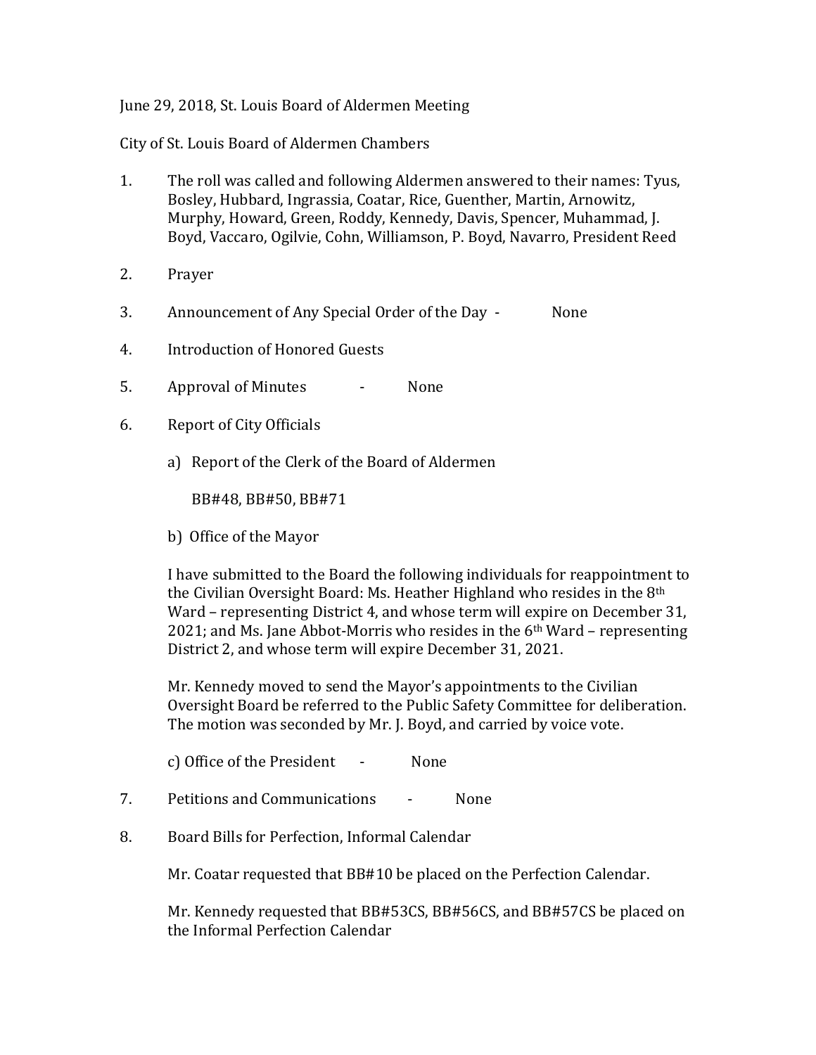June 29, 2018, St. Louis Board of Aldermen Meeting

City of St. Louis Board of Aldermen Chambers

1. The roll was called and following Aldermen answered to their names: Tyus, Bosley, Hubbard, Ingrassia, Coatar, Rice, Guenther, Martin, Arnowitz, Murphy, Howard, Green, Roddy, Kennedy, Davis, Spencer, Muhammad, J. Boyd, Vaccaro, Ogilvie, Cohn, Williamson, P. Boyd, Navarro, President Reed

2. Prayer

3. Announcement of Any Special Order of the Day - None

4. Introduction of Honored Guests

5. Approval of Minutes - None

6. Report of City Officials

   a) Report of the Clerk of the Board of Aldermen

      BB#48, BB#50, BB#71

   b) Office of the Mayor

   I have submitted to the Board the following individuals for reappointment to the Civilian Oversight Board: Ms. Heather Highland who resides in the 8th Ward – representing District 4, and whose term will expire on December 31, 2021; and Ms. Jane Abbot-Morris who resides in the 6th Ward – representing District 2, and whose term will expire December 31, 2021.

   Mr. Kennedy moved to send the Mayor's appointments to the Civilian Oversight Board be referred to the Public Safety Committee for deliberation. The motion was seconded by Mr. J. Boyd, and carried by voice vote.

   c) Office of the President - None

7. Petitions and Communications - None

8. Board Bills for Perfection, Informal Calendar

   Mr. Coatar requested that BB#10 be placed on the Perfection Calendar.

   Mr. Kennedy requested that BB#53CS, BB#56CS, and BB#57CS be placed on the Informal Perfection Calendar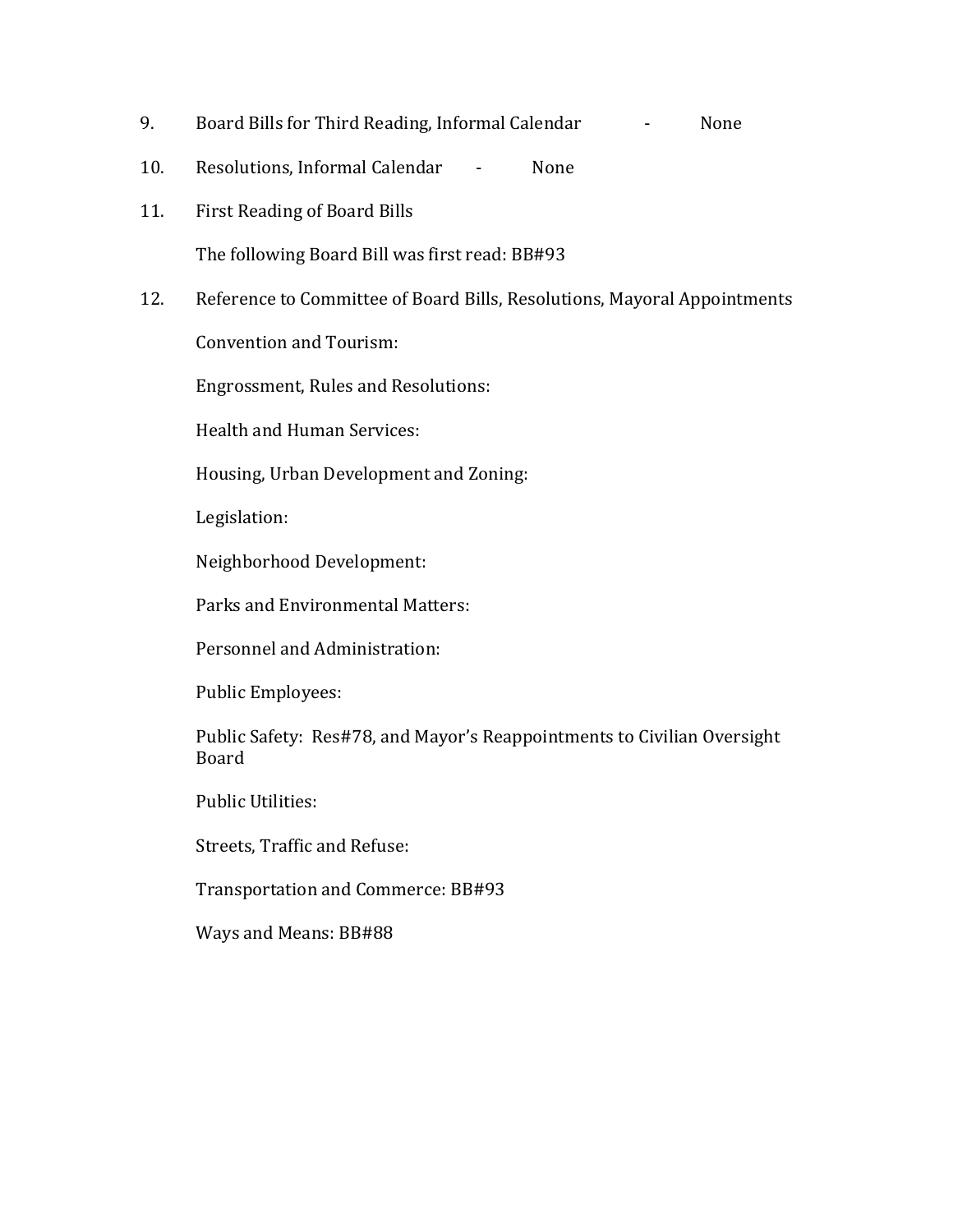9. Board Bills for Third Reading, Informal Calendar - None

10. Resolutions, Informal Calendar - None

11. First Reading of Board Bills

    The following Board Bill was first read: BB#93

12. Reference to Committee of Board Bills, Resolutions, Mayoral Appointments

    Convention and Tourism:

    Engrossment, Rules and Resolutions:

    Health and Human Services:

    Housing, Urban Development and Zoning:

    Legislation:

    Neighborhood Development:

    Parks and Environmental Matters:

    Personnel and Administration:

    Public Employees:

    Public Safety: Res#78, and Mayor's Reappointments to Civilian Oversight Board

    Public Utilities:

    Streets, Traffic and Refuse:

    Transportation and Commerce: BB#93

    Ways and Means: BB#88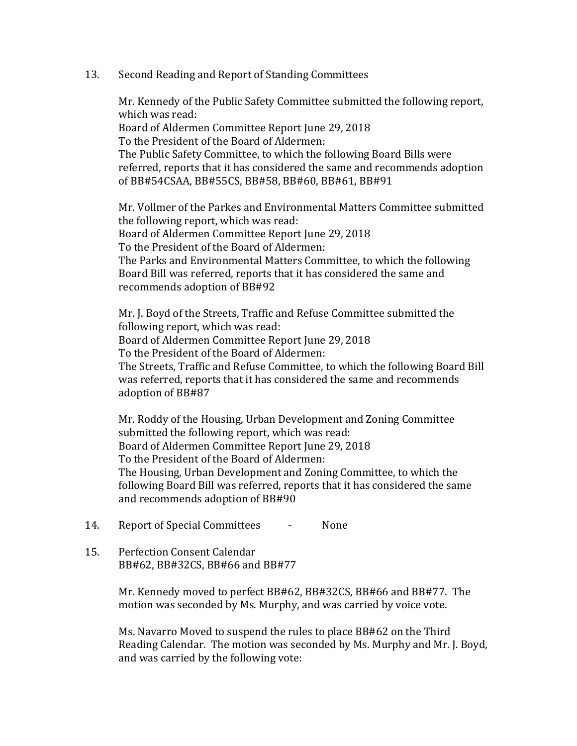13. Second Reading and Report of Standing Committees

Mr. Kennedy of the Public Safety Committee submitted the following report, which was read:
Board of Aldermen Committee Report June 29, 2018
To the President of the Board of Aldermen:
The Public Safety Committee, to which the following Board Bills were referred, reports that it has considered the same and recommends adoption of BB#54CSAA, BB#55CS, BB#58, BB#60, BB#61, BB#91

Mr. Vollmer of the Parkes and Environmental Matters Committee submitted the following report, which was read:
Board of Aldermen Committee Report June 29, 2018
To the President of the Board of Aldermen:
The Parks and Environmental Matters Committee, to which the following Board Bill was referred, reports that it has considered the same and recommends adoption of BB#92

Mr. J. Boyd of the Streets, Traffic and Refuse Committee submitted the following report, which was read:
Board of Aldermen Committee Report June 29, 2018
To the President of the Board of Aldermen:
The Streets, Traffic and Refuse Committee, to which the following Board Bill was referred, reports that it has considered the same and recommends adoption of BB#87

Mr. Roddy of the Housing, Urban Development and Zoning Committee submitted the following report, which was read:
Board of Aldermen Committee Report June 29, 2018
To the President of the Board of Aldermen:
The Housing, Urban Development and Zoning Committee, to which the following Board Bill was referred, reports that it has considered the same and recommends adoption of BB#90

14. Report of Special Committees - None

15. Perfection Consent Calendar
BB#62, BB#32CS, BB#66 and BB#77

Mr. Kennedy moved to perfect BB#62, BB#32CS, BB#66 and BB#77. The motion was seconded by Ms. Murphy, and was carried by voice vote.

Ms. Navarro Moved to suspend the rules to place BB#62 on the Third Reading Calendar. The motion was seconded by Ms. Murphy and Mr. J. Boyd, and was carried by the following vote: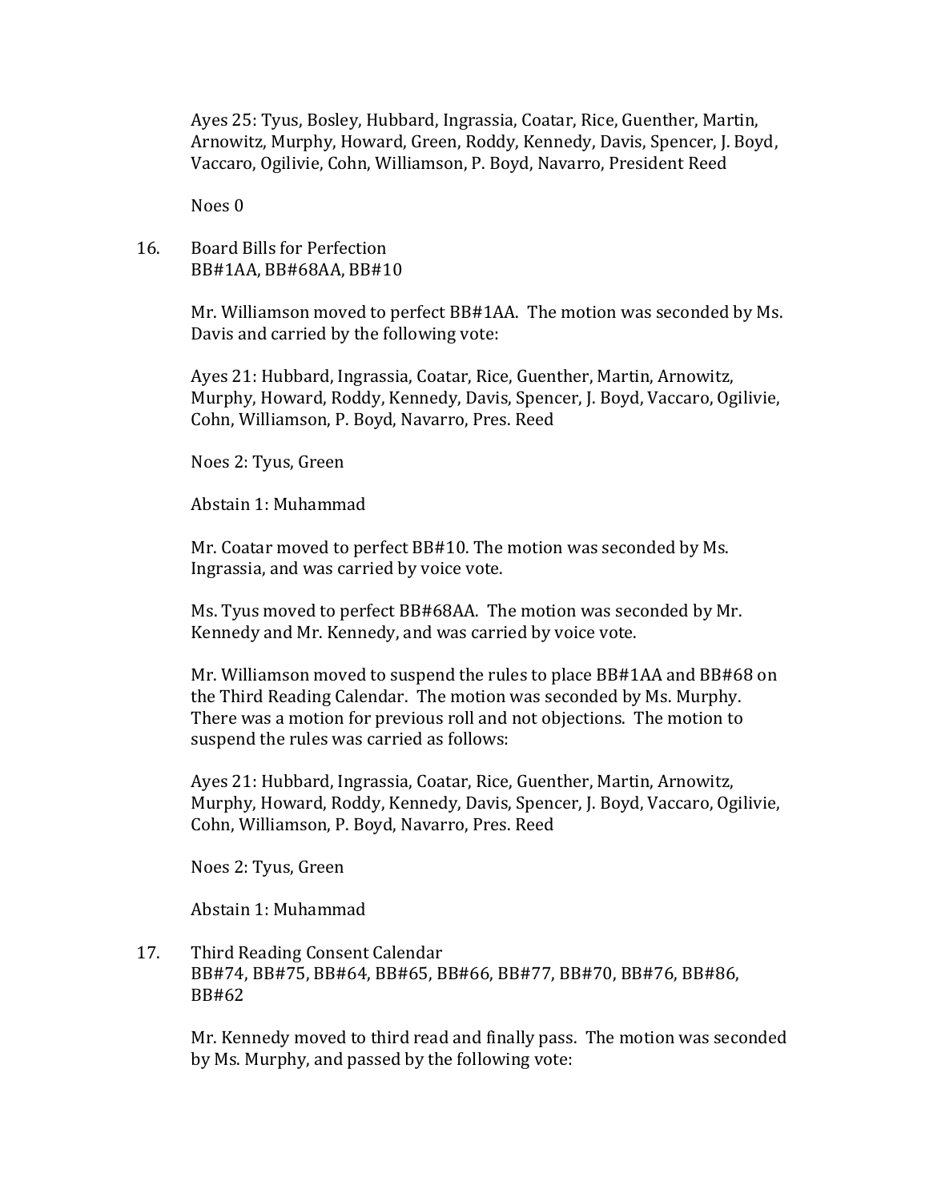Ayes 25: Tyus, Bosley, Hubbard, Ingrassia, Coatar, Rice, Guenther, Martin, Arnowitz, Murphy, Howard, Green, Roddy, Kennedy, Davis, Spencer, J. Boyd, Vaccaro, Ogilivie, Cohn, Williamson, P. Boyd, Navarro, President Reed

Noes 0

16. Board Bills for Perfection
    BB#1AA, BB#68AA, BB#10

    Mr. Williamson moved to perfect BB#1AA. The motion was seconded by Ms. Davis and carried by the following vote:

    Ayes 21: Hubbard, Ingrassia, Coatar, Rice, Guenther, Martin, Arnowitz, Murphy, Howard, Roddy, Kennedy, Davis, Spencer, J. Boyd, Vaccaro, Ogilivie, Cohn, Williamson, P. Boyd, Navarro, Pres. Reed

    Noes 2: Tyus, Green

    Abstain 1: Muhammad

    Mr. Coatar moved to perfect BB#10. The motion was seconded by Ms. Ingrassia, and was carried by voice vote.

    Ms. Tyus moved to perfect BB#68AA. The motion was seconded by Mr. Kennedy and Mr. Kennedy, and was carried by voice vote.

    Mr. Williamson moved to suspend the rules to place BB#1AA and BB#68 on the Third Reading Calendar. The motion was seconded by Ms. Murphy. There was a motion for previous roll and not objections. The motion to suspend the rules was carried as follows:

    Ayes 21: Hubbard, Ingrassia, Coatar, Rice, Guenther, Martin, Arnowitz, Murphy, Howard, Roddy, Kennedy, Davis, Spencer, J. Boyd, Vaccaro, Ogilivie, Cohn, Williamson, P. Boyd, Navarro, Pres. Reed

    Noes 2: Tyus, Green

    Abstain 1: Muhammad

17. Third Reading Consent Calendar
    BB#74, BB#75, BB#64, BB#65, BB#66, BB#77, BB#70, BB#76, BB#86, BB#62

    Mr. Kennedy moved to third read and finally pass. The motion was seconded by Ms. Murphy, and passed by the following vote: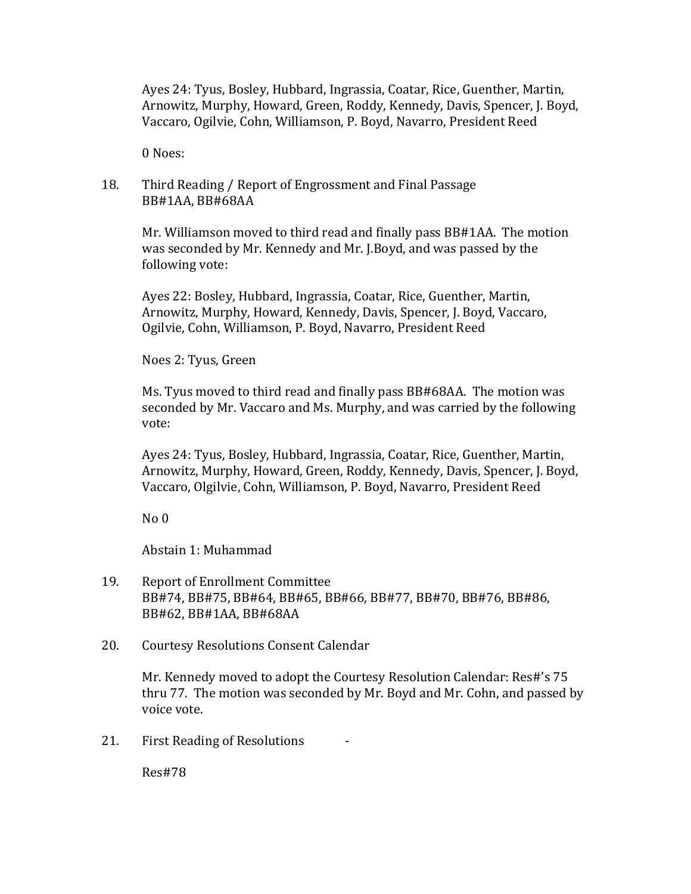Ayes 24: Tyus, Bosley, Hubbard, Ingrassia, Coatar, Rice, Guenther, Martin, Arnowitz, Murphy, Howard, Green, Roddy, Kennedy, Davis, Spencer, J. Boyd, Vaccaro, Ogilvie, Cohn, Williamson, P. Boyd, Navarro, President Reed

0 Noes:

18. Third Reading / Report of Engrossment and Final Passage
    BB#1AA, BB#68AA

    Mr. Williamson moved to third read and finally pass BB#1AA. The motion was seconded by Mr. Kennedy and Mr. J.Boyd, and was passed by the following vote:

    Ayes 22: Bosley, Hubbard, Ingrassia, Coatar, Rice, Guenther, Martin, Arnowitz, Murphy, Howard, Kennedy, Davis, Spencer, J. Boyd, Vaccaro, Ogilvie, Cohn, Williamson, P. Boyd, Navarro, President Reed

    Noes 2: Tyus, Green

    Ms. Tyus moved to third read and finally pass BB#68AA. The motion was seconded by Mr. Vaccaro and Ms. Murphy, and was carried by the following vote:

    Ayes 24: Tyus, Bosley, Hubbard, Ingrassia, Coatar, Rice, Guenther, Martin, Arnowitz, Murphy, Howard, Green, Roddy, Kennedy, Davis, Spencer, J. Boyd, Vaccaro, Olgilvie, Cohn, Williamson, P. Boyd, Navarro, President Reed

    No 0

    Abstain 1: Muhammad

19. Report of Enrollment Committee
    BB#74, BB#75, BB#64, BB#65, BB#66, BB#77, BB#70, BB#76, BB#86, BB#62, BB#1AA, BB#68AA

20. Courtesy Resolutions Consent Calendar

    Mr. Kennedy moved to adopt the Courtesy Resolution Calendar: Res#'s 75 thru 77. The motion was seconded by Mr. Boyd and Mr. Cohn, and passed by voice vote.

21. First Reading of Resolutions -

    Res#78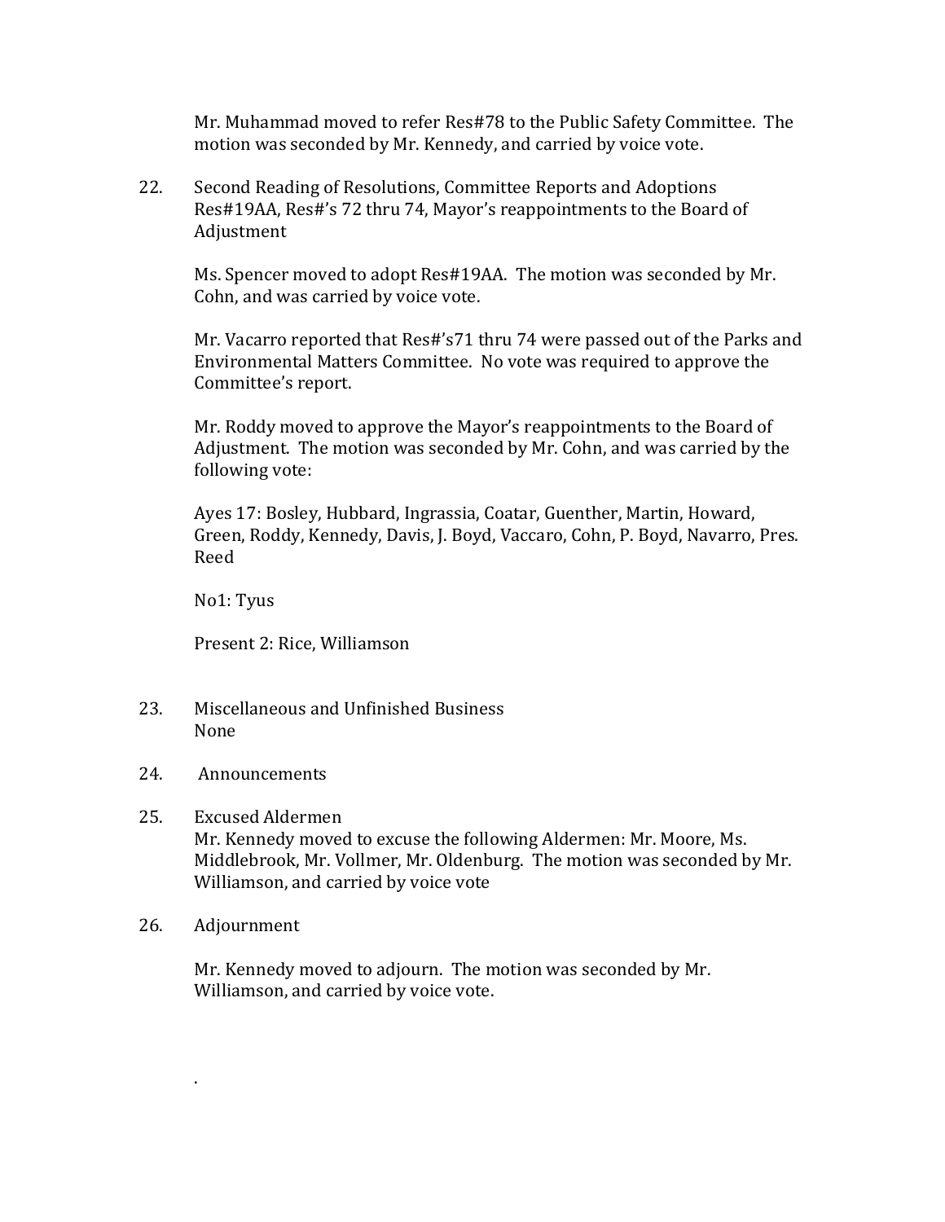Mr. Muhammad moved to refer Res#78 to the Public Safety Committee. The motion was seconded by Mr. Kennedy, and carried by voice vote.

22. Second Reading of Resolutions, Committee Reports and Adoptions Res#19AA, Res#'s 72 thru 74, Mayor's reappointments to the Board of Adjustment

Ms. Spencer moved to adopt Res#19AA. The motion was seconded by Mr. Cohn, and was carried by voice vote.

Mr. Vacarro reported that Res#'s71 thru 74 were passed out of the Parks and Environmental Matters Committee. No vote was required to approve the Committee's report.

Mr. Roddy moved to approve the Mayor's reappointments to the Board of Adjustment. The motion was seconded by Mr. Cohn, and was carried by the following vote:

Ayes 17: Bosley, Hubbard, Ingrassia, Coatar, Guenther, Martin, Howard, Green, Roddy, Kennedy, Davis, J. Boyd, Vaccaro, Cohn, P. Boyd, Navarro, Pres. Reed

No1: Tyus

Present 2: Rice, Williamson

23. Miscellaneous and Unfinished Business
None

24. Announcements

25. Excused Aldermen
Mr. Kennedy moved to excuse the following Aldermen: Mr. Moore, Ms. Middlebrook, Mr. Vollmer, Mr. Oldenburg. The motion was seconded by Mr. Williamson, and carried by voice vote

26. Adjournment

Mr. Kennedy moved to adjourn. The motion was seconded by Mr. Williamson, and carried by voice vote.

.